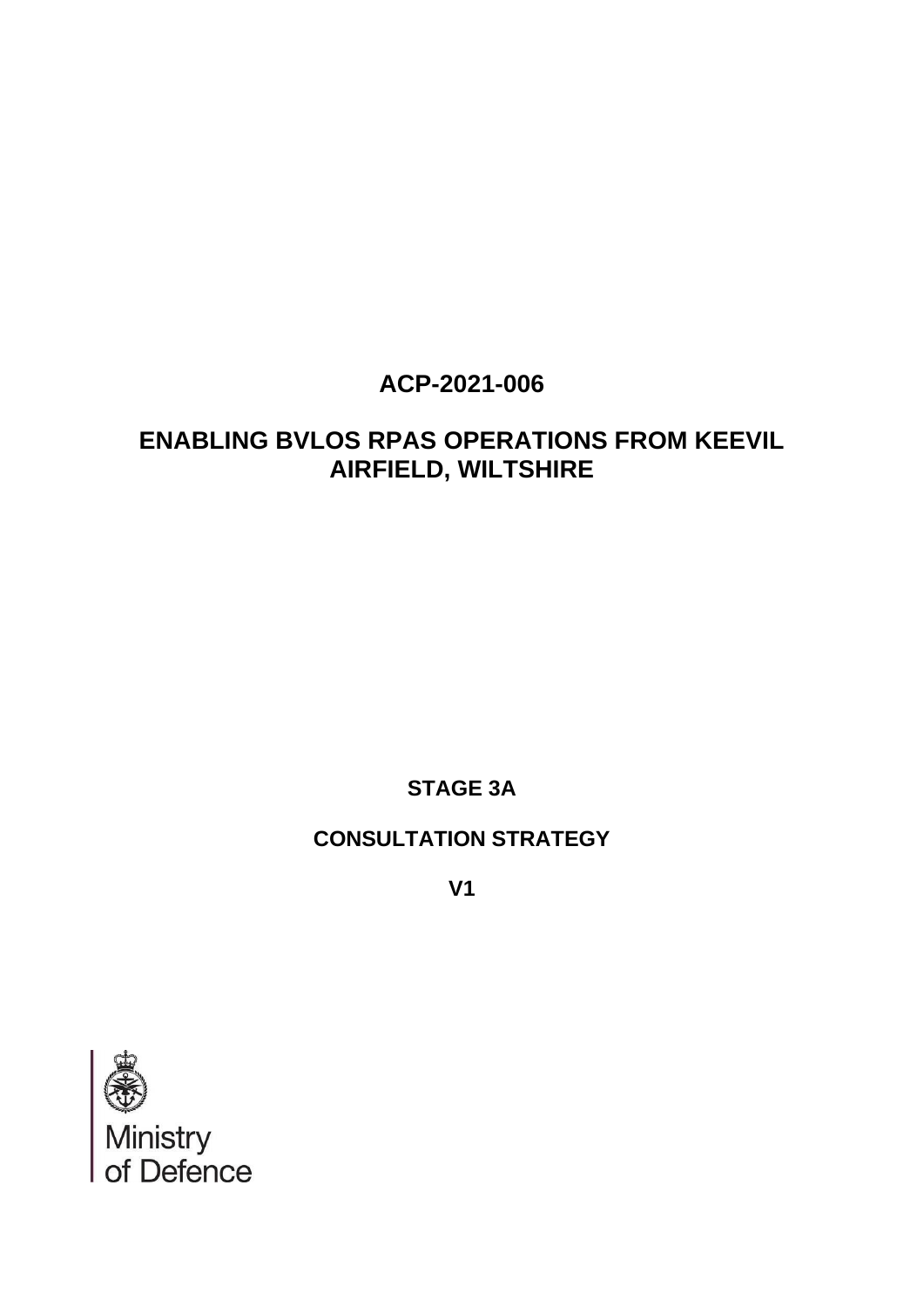# ACP-2021-006

# ENABLING BVLOS RPAS OPERATIONS FROM KEEVIL AIRFIELD, WILTSHIRE

**STAGE 3A**

**CONSULTATION STRATEGY**

**V1**

Ministry of Defence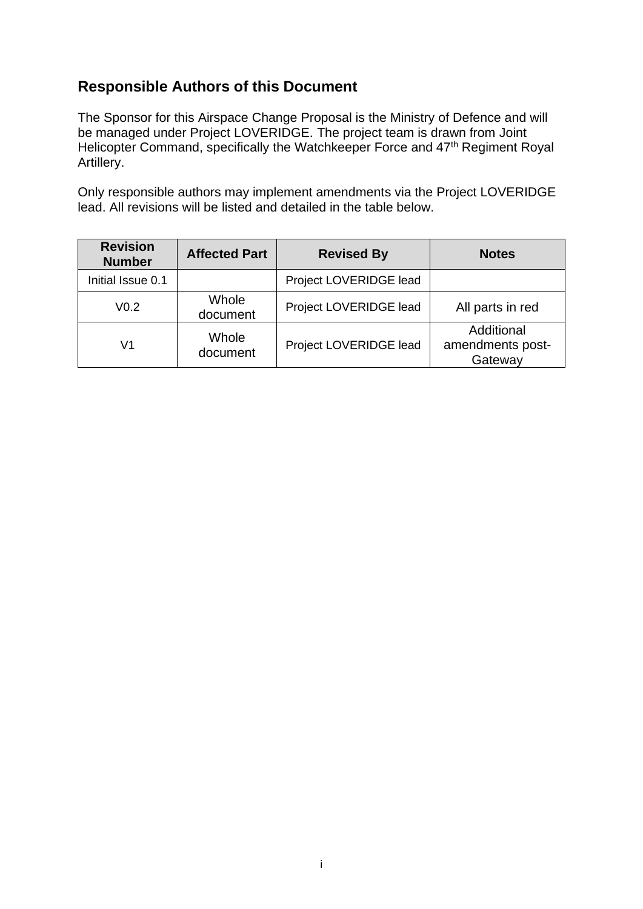## Responsible Authors of this Document

The Sponsor for this Airspace Change Proposal is the Ministry of Defence and will be managed under Project LOVERIDGE. The project team is drawn from Joint Helicopter Command, specifically the Watchkeeper Force and 47th Regiment Royal Artillery.

Only responsible authors may implement amendments via the Project LOVERIDGE lead. All revisions will be listed and detailed in the table below.

| Revision Number | Affected Part | Revised By | Notes |
|---|---|---|---|
| Initial Issue 0.1 | | Project LOVERIDGE lead | |
| V0.2 | Whole document | Project LOVERIDGE lead | All parts in red |
| V1 | Whole document | Project LOVERIDGE lead | Additional amendments post-Gateway |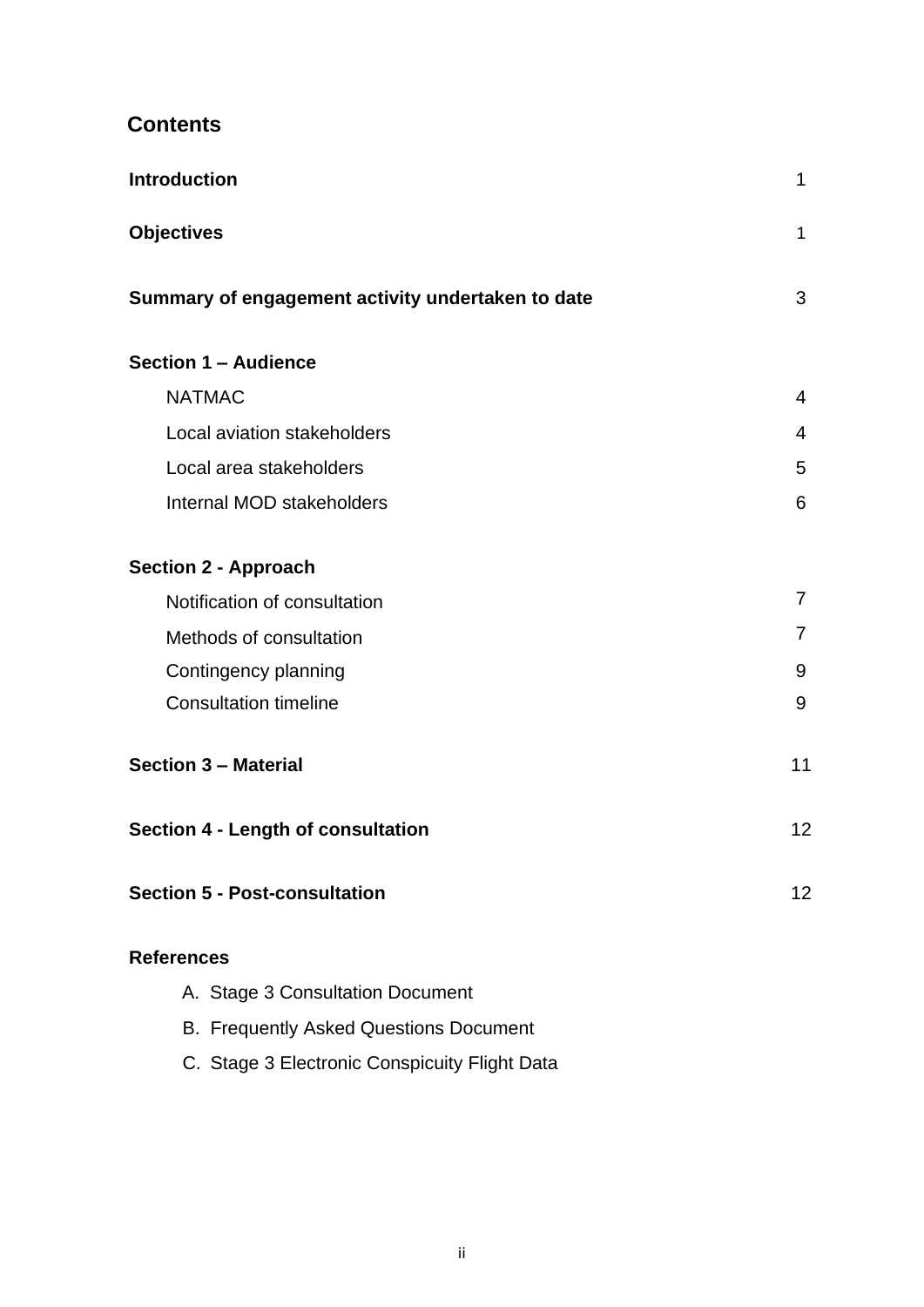## Contents

| | |
|---|---|
| **Introduction** | 1 |
| **Objectives** | 1 |
| **Summary of engagement activity undertaken to date** | 3 |
| **Section 1 – Audience** | |
| NATMAC | 4 |
| Local aviation stakeholders | 4 |
| Local area stakeholders | 5 |
| Internal MOD stakeholders | 6 |
| **Section 2 - Approach** | |
| Notification of consultation | 7 |
| Methods of consultation | 7 |
| Contingency planning | 9 |
| Consultation timeline | 9 |
| **Section 3 – Material** | 11 |
| **Section 4 - Length of consultation** | 12 |
| **Section 5 - Post-consultation** | 12 |

**References**

A. Stage 3 Consultation Document

B. Frequently Asked Questions Document

C. Stage 3 Electronic Conspicuity Flight Data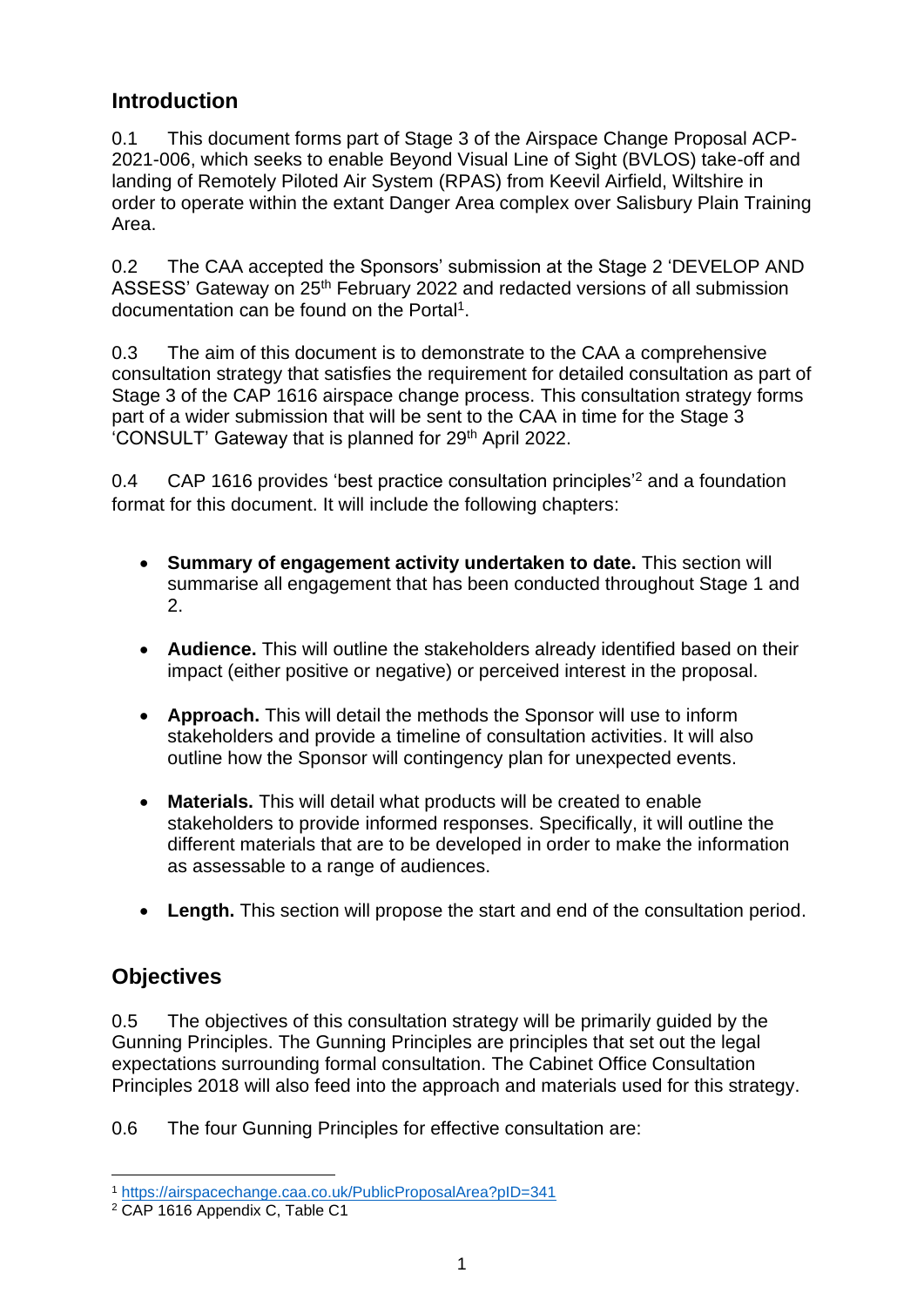## Introduction

0.1 This document forms part of Stage 3 of the Airspace Change Proposal ACP-2021-006, which seeks to enable Beyond Visual Line of Sight (BVLOS) take-off and landing of Remotely Piloted Air System (RPAS) from Keevil Airfield, Wiltshire in order to operate within the extant Danger Area complex over Salisbury Plain Training Area.

0.2 The CAA accepted the Sponsors' submission at the Stage 2 'DEVELOP AND ASSESS' Gateway on 25th February 2022 and redacted versions of all submission documentation can be found on the Portal[1].

0.3 The aim of this document is to demonstrate to the CAA a comprehensive consultation strategy that satisfies the requirement for detailed consultation as part of Stage 3 of the CAP 1616 airspace change process. This consultation strategy forms part of a wider submission that will be sent to the CAA in time for the Stage 3 'CONSULT' Gateway that is planned for 29th April 2022.

0.4 CAP 1616 provides 'best practice consultation principles'[2] and a foundation format for this document. It will include the following chapters:

- **Summary of engagement activity undertaken to date.** This section will summarise all engagement that has been conducted throughout Stage 1 and 2.
- **Audience.** This will outline the stakeholders already identified based on their impact (either positive or negative) or perceived interest in the proposal.
- **Approach.** This will detail the methods the Sponsor will use to inform stakeholders and provide a timeline of consultation activities. It will also outline how the Sponsor will contingency plan for unexpected events.
- **Materials.** This will detail what products will be created to enable stakeholders to provide informed responses. Specifically, it will outline the different materials that are to be developed in order to make the information as assessable to a range of audiences.
- **Length.** This section will propose the start and end of the consultation period.

## Objectives

0.5 The objectives of this consultation strategy will be primarily guided by the Gunning Principles. The Gunning Principles are principles that set out the legal expectations surrounding formal consultation. The Cabinet Office Consultation Principles 2018 will also feed into the approach and materials used for this strategy.

0.6 The four Gunning Principles for effective consultation are:

[1] https://airspacechange.caa.co.uk/PublicProposalArea?pID=341

[2] CAP 1616 Appendix C, Table C1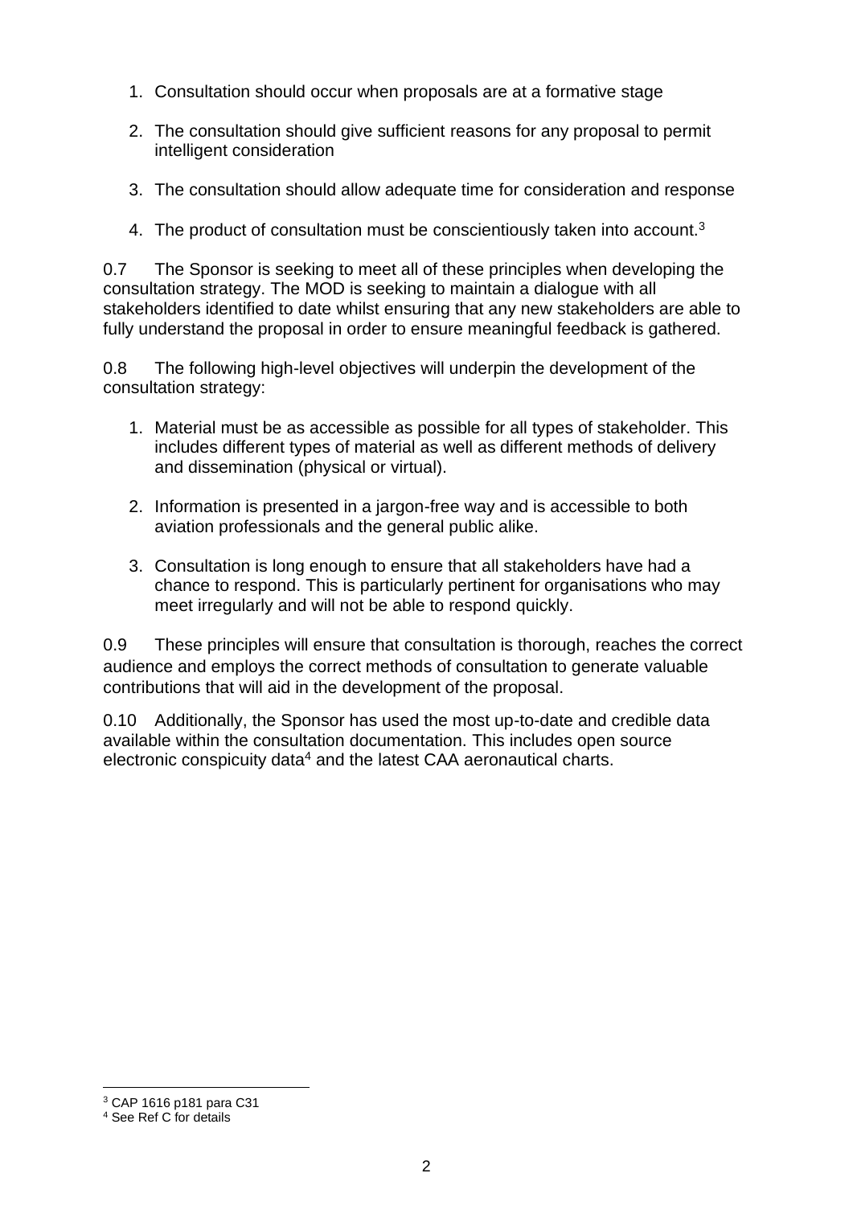1. Consultation should occur when proposals are at a formative stage

2. The consultation should give sufficient reasons for any proposal to permit intelligent consideration

3. The consultation should allow adequate time for consideration and response

4. The product of consultation must be conscientiously taken into account.[3]

0.7 The Sponsor is seeking to meet all of these principles when developing the consultation strategy. The MOD is seeking to maintain a dialogue with all stakeholders identified to date whilst ensuring that any new stakeholders are able to fully understand the proposal in order to ensure meaningful feedback is gathered.

0.8 The following high-level objectives will underpin the development of the consultation strategy:

1. Material must be as accessible as possible for all types of stakeholder. This includes different types of material as well as different methods of delivery and dissemination (physical or virtual).

2. Information is presented in a jargon-free way and is accessible to both aviation professionals and the general public alike.

3. Consultation is long enough to ensure that all stakeholders have had a chance to respond. This is particularly pertinent for organisations who may meet irregularly and will not be able to respond quickly.

0.9 These principles will ensure that consultation is thorough, reaches the correct audience and employs the correct methods of consultation to generate valuable contributions that will aid in the development of the proposal.

0.10 Additionally, the Sponsor has used the most up-to-date and credible data available within the consultation documentation. This includes open source electronic conspicuity data[4] and the latest CAA aeronautical charts.

[3] CAP 1616 p181 para C31

[4] See Ref C for details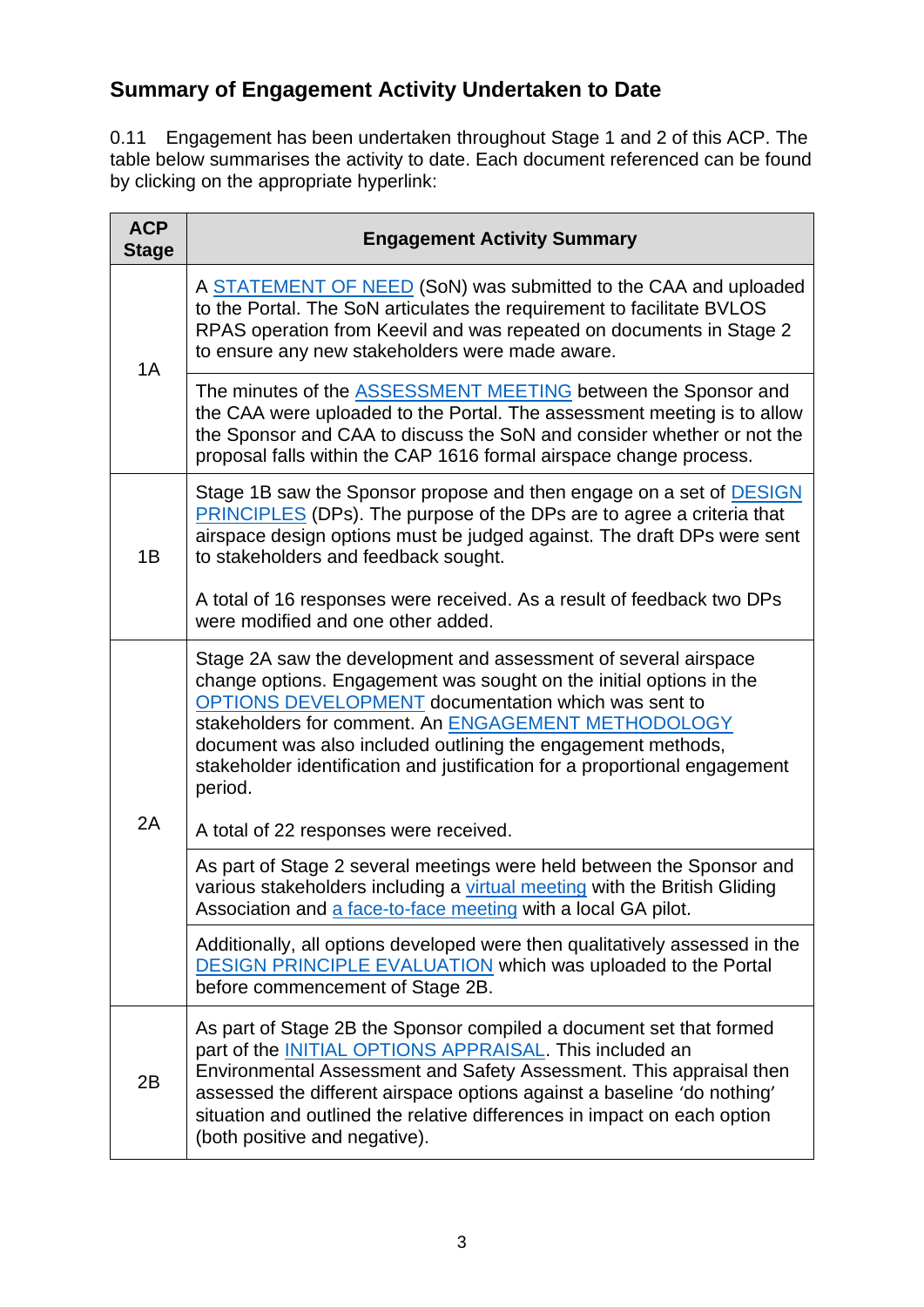## Summary of Engagement Activity Undertaken to Date

0.11 Engagement has been undertaken throughout Stage 1 and 2 of this ACP. The table below summarises the activity to date. Each document referenced can be found by clicking on the appropriate hyperlink:

| ACP Stage | Engagement Activity Summary |
|---|---|
| 1A | A STATEMENT OF NEED (SoN) was submitted to the CAA and uploaded to the Portal. The SoN articulates the requirement to facilitate BVLOS RPAS operation from Keevil and was repeated on documents in Stage 2 to ensure any new stakeholders were made aware. |
| | The minutes of the ASSESSMENT MEETING between the Sponsor and the CAA were uploaded to the Portal. The assessment meeting is to allow the Sponsor and CAA to discuss the SoN and consider whether or not the proposal falls within the CAP 1616 formal airspace change process. |
| 1B | Stage 1B saw the Sponsor propose and then engage on a set of DESIGN PRINCIPLES (DPs). The purpose of the DPs are to agree a criteria that airspace design options must be judged against. The draft DPs were sent to stakeholders and feedback sought.<br><br>A total of 16 responses were received. As a result of feedback two DPs were modified and one other added. |
| 2A | Stage 2A saw the development and assessment of several airspace change options. Engagement was sought on the initial options in the OPTIONS DEVELOPMENT documentation which was sent to stakeholders for comment. An ENGAGEMENT METHODOLOGY document was also included outlining the engagement methods, stakeholder identification and justification for a proportional engagement period.<br><br>A total of 22 responses were received. |
| | As part of Stage 2 several meetings were held between the Sponsor and various stakeholders including a virtual meeting with the British Gliding Association and a face-to-face meeting with a local GA pilot. |
| | Additionally, all options developed were then qualitatively assessed in the DESIGN PRINCIPLE EVALUATION which was uploaded to the Portal before commencement of Stage 2B. |
| 2B | As part of Stage 2B the Sponsor compiled a document set that formed part of the INITIAL OPTIONS APPRAISAL. This included an Environmental Assessment and Safety Assessment. This appraisal then assessed the different airspace options against a baseline 'do nothing' situation and outlined the relative differences in impact on each option (both positive and negative). |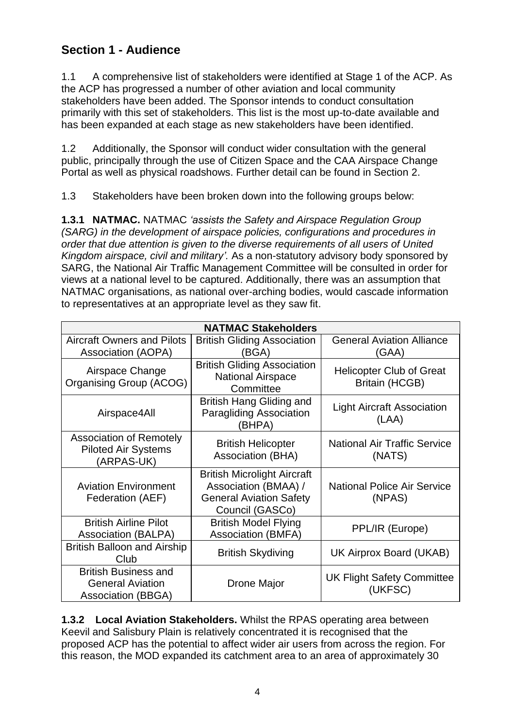## Section 1 - Audience

1.1 A comprehensive list of stakeholders were identified at Stage 1 of the ACP. As the ACP has progressed a number of other aviation and local community stakeholders have been added. The Sponsor intends to conduct consultation primarily with this set of stakeholders. This list is the most up-to-date available and has been expanded at each stage as new stakeholders have been identified.

1.2 Additionally, the Sponsor will conduct wider consultation with the general public, principally through the use of Citizen Space and the CAA Airspace Change Portal as well as physical roadshows. Further detail can be found in Section 2.

1.3 Stakeholders have been broken down into the following groups below:

**1.3.1 NATMAC.** NATMAC *'assists the Safety and Airspace Regulation Group (SARG) in the development of airspace policies, configurations and procedures in order that due attention is given to the diverse requirements of all users of United Kingdom airspace, civil and military'.* As a non-statutory advisory body sponsored by SARG, the National Air Traffic Management Committee will be consulted in order for views at a national level to be captured. Additionally, there was an assumption that NATMAC organisations, as national over-arching bodies, would cascade information to representatives at an appropriate level as they saw fit.

| **NATMAC Stakeholders** | | |
|---|---|---|
| Aircraft Owners and Pilots Association (AOPA) | British Gliding Association (BGA) | General Aviation Alliance (GAA) |
| Airspace Change Organising Group (ACOG) | British Gliding Association National Airspace Committee | Helicopter Club of Great Britain (HCGB) |
| Airspace4All | British Hang Gliding and Paragliding Association (BHPA) | Light Aircraft Association (LAA) |
| Association of Remotely Piloted Air Systems (ARPAS-UK) | British Helicopter Association (BHA) | National Air Traffic Service (NATS) |
| Aviation Environment Federation (AEF) | British Microlight Aircraft Association (BMAA) / General Aviation Safety Council (GASCo) | National Police Air Service (NPAS) |
| British Airline Pilot Association (BALPA) | British Model Flying Association (BMFA) | PPL/IR (Europe) |
| British Balloon and Airship Club | British Skydiving | UK Airprox Board (UKAB) |
| British Business and General Aviation Association (BBGA) | Drone Major | UK Flight Safety Committee (UKFSC) |

**1.3.2 Local Aviation Stakeholders.** Whilst the RPAS operating area between Keevil and Salisbury Plain is relatively concentrated it is recognised that the proposed ACP has the potential to affect wider air users from across the region. For this reason, the MOD expanded its catchment area to an area of approximately 30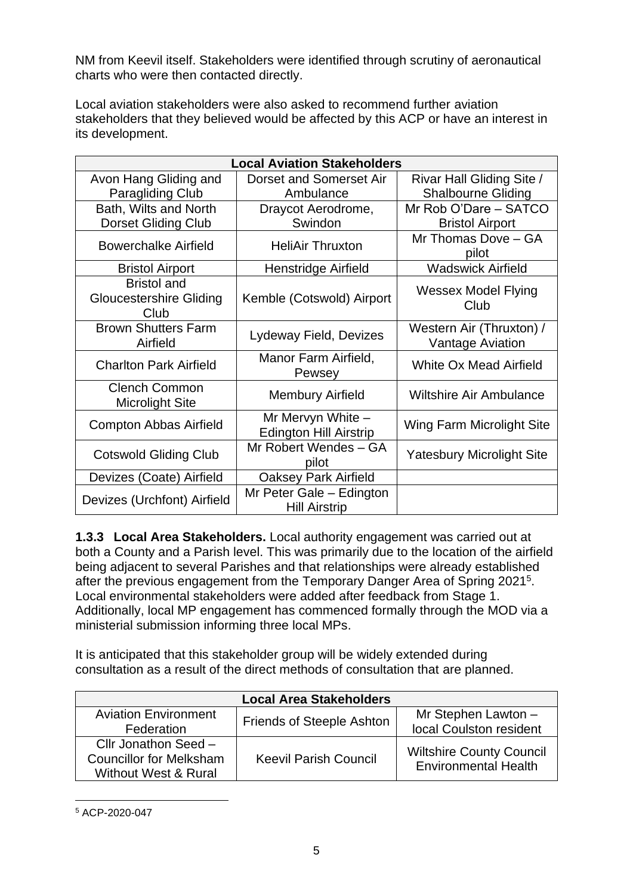NM from Keevil itself. Stakeholders were identified through scrutiny of aeronautical charts who were then contacted directly.

Local aviation stakeholders were also asked to recommend further aviation stakeholders that they believed would be affected by this ACP or have an interest in its development.

| Local Aviation Stakeholders | | |
|---|---|---|
| Avon Hang Gliding and Paragliding Club | Dorset and Somerset Air Ambulance | Rivar Hall Gliding Site / Shalbourne Gliding |
| Bath, Wilts and North Dorset Gliding Club | Draycot Aerodrome, Swindon | Mr Rob O'Dare – SATCO Bristol Airport |
| Bowerchalke Airfield | HeliAir Thruxton | Mr Thomas Dove – GA pilot |
| Bristol Airport | Henstridge Airfield | Wadswick Airfield |
| Bristol and Gloucestershire Gliding Club | Kemble (Cotswold) Airport | Wessex Model Flying Club |
| Brown Shutters Farm Airfield | Lydeway Field, Devizes | Western Air (Thruxton) / Vantage Aviation |
| Charlton Park Airfield | Manor Farm Airfield, Pewsey | White Ox Mead Airfield |
| Clench Common Microlight Site | Membury Airfield | Wiltshire Air Ambulance |
| Compton Abbas Airfield | Mr Mervyn White – Edington Hill Airstrip | Wing Farm Microlight Site |
| Cotswold Gliding Club | Mr Robert Wendes – GA pilot | Yatesbury Microlight Site |
| Devizes (Coate) Airfield | Oaksey Park Airfield | |
| Devizes (Urchfont) Airfield | Mr Peter Gale – Edington Hill Airstrip | |

**1.3.3 Local Area Stakeholders.** Local authority engagement was carried out at both a County and a Parish level. This was primarily due to the location of the airfield being adjacent to several Parishes and that relationships were already established after the previous engagement from the Temporary Danger Area of Spring 2021[5]. Local environmental stakeholders were added after feedback from Stage 1. Additionally, local MP engagement has commenced formally through the MOD via a ministerial submission informing three local MPs.

It is anticipated that this stakeholder group will be widely extended during consultation as a result of the direct methods of consultation that are planned.

| Local Area Stakeholders | | |
|---|---|---|
| Aviation Environment Federation | Friends of Steeple Ashton | Mr Stephen Lawton – local Coulston resident |
| Cllr Jonathon Seed – Councillor for Melksham Without West & Rural | Keevil Parish Council | Wiltshire County Council Environmental Health |

[5] ACP-2020-047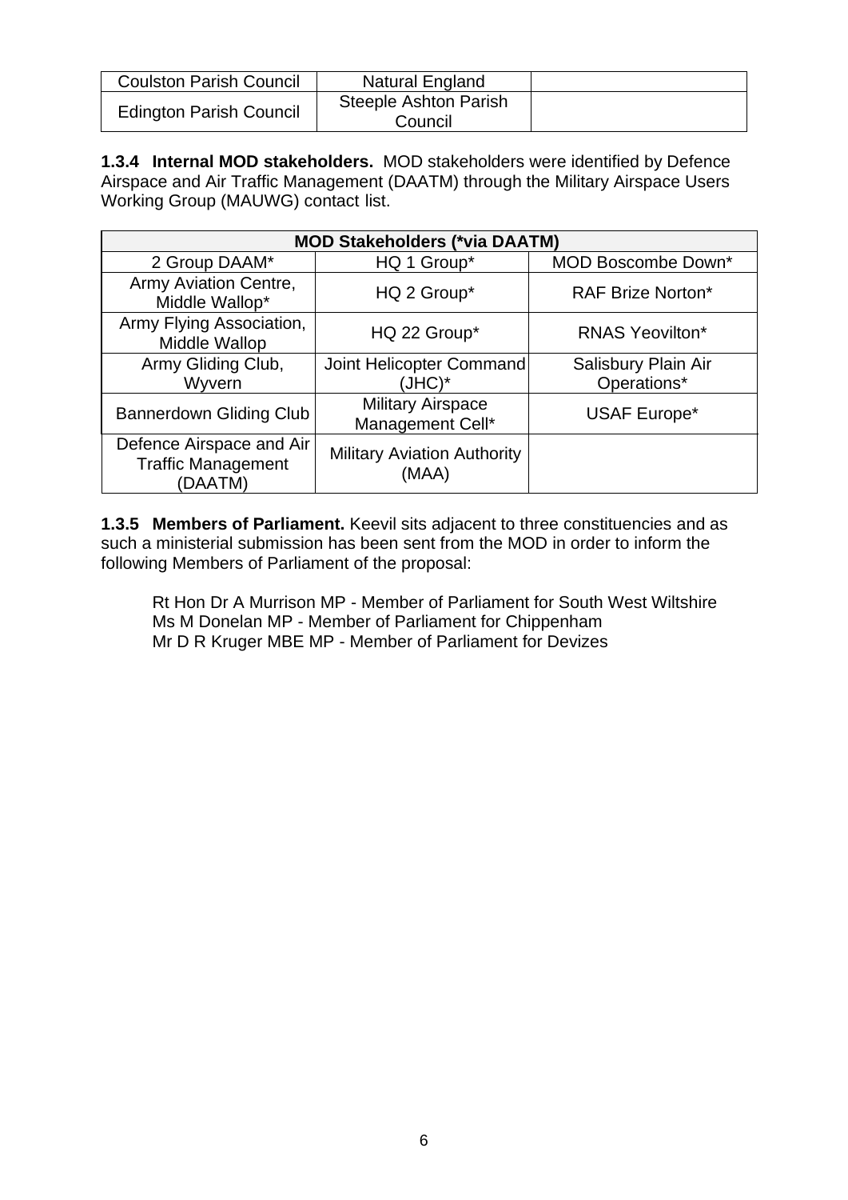| Coulston Parish Council | Natural England | |
|---|---|---|
| Edington Parish Council | Steeple Ashton Parish Council | |

**1.3.4 Internal MOD stakeholders.** MOD stakeholders were identified by Defence Airspace and Air Traffic Management (DAATM) through the Military Airspace Users Working Group (MAUWG) contact list.

| MOD Stakeholders (*via DAATM) | | |
|---|---|---|
| 2 Group DAAM* | HQ 1 Group* | MOD Boscombe Down* |
| Army Aviation Centre, Middle Wallop* | HQ 2 Group* | RAF Brize Norton* |
| Army Flying Association, Middle Wallop | HQ 22 Group* | RNAS Yeovilton* |
| Army Gliding Club, Wyvern | Joint Helicopter Command (JHC)* | Salisbury Plain Air Operations* |
| Bannerdown Gliding Club | Military Airspace Management Cell* | USAF Europe* |
| Defence Airspace and Air Traffic Management (DAATM) | Military Aviation Authority (MAA) | |

**1.3.5 Members of Parliament.** Keevil sits adjacent to three constituencies and as such a ministerial submission has been sent from the MOD in order to inform the following Members of Parliament of the proposal:

Rt Hon Dr A Murrison MP - Member of Parliament for South West Wiltshire
Ms M Donelan MP - Member of Parliament for Chippenham
Mr D R Kruger MBE MP - Member of Parliament for Devizes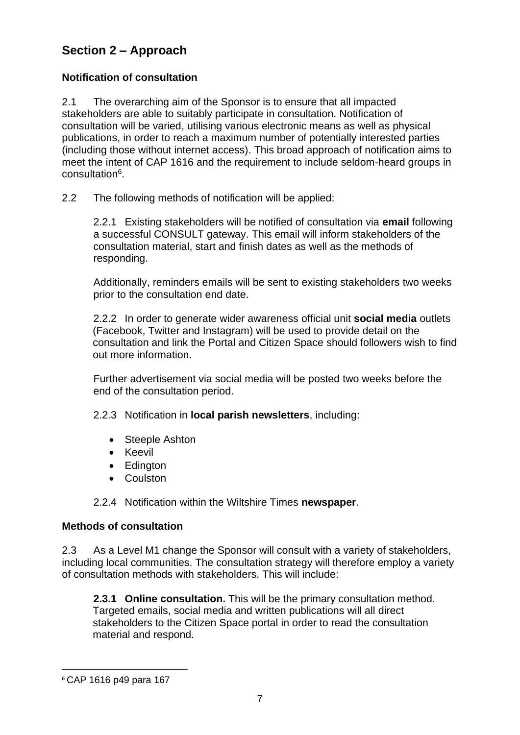## Section 2 – Approach

### Notification of consultation

2.1 The overarching aim of the Sponsor is to ensure that all impacted stakeholders are able to suitably participate in consultation. Notification of consultation will be varied, utilising various electronic means as well as physical publications, in order to reach a maximum number of potentially interested parties (including those without internet access). This broad approach of notification aims to meet the intent of CAP 1616 and the requirement to include seldom-heard groups in consultation[6].

2.2 The following methods of notification will be applied:

2.2.1 Existing stakeholders will be notified of consultation via **email** following a successful CONSULT gateway. This email will inform stakeholders of the consultation material, start and finish dates as well as the methods of responding.

Additionally, reminders emails will be sent to existing stakeholders two weeks prior to the consultation end date.

2.2.2 In order to generate wider awareness official unit **social media** outlets (Facebook, Twitter and Instagram) will be used to provide detail on the consultation and link the Portal and Citizen Space should followers wish to find out more information.

Further advertisement via social media will be posted two weeks before the end of the consultation period.

2.2.3 Notification in **local parish newsletters**, including:

- Steeple Ashton
- Keevil
- Edington
- Coulston

2.2.4 Notification within the Wiltshire Times **newspaper**.

### Methods of consultation

2.3 As a Level M1 change the Sponsor will consult with a variety of stakeholders, including local communities. The consultation strategy will therefore employ a variety of consultation methods with stakeholders. This will include:

**2.3.1 Online consultation.** This will be the primary consultation method. Targeted emails, social media and written publications will all direct stakeholders to the Citizen Space portal in order to read the consultation material and respond.

---

[6] CAP 1616 p49 para 167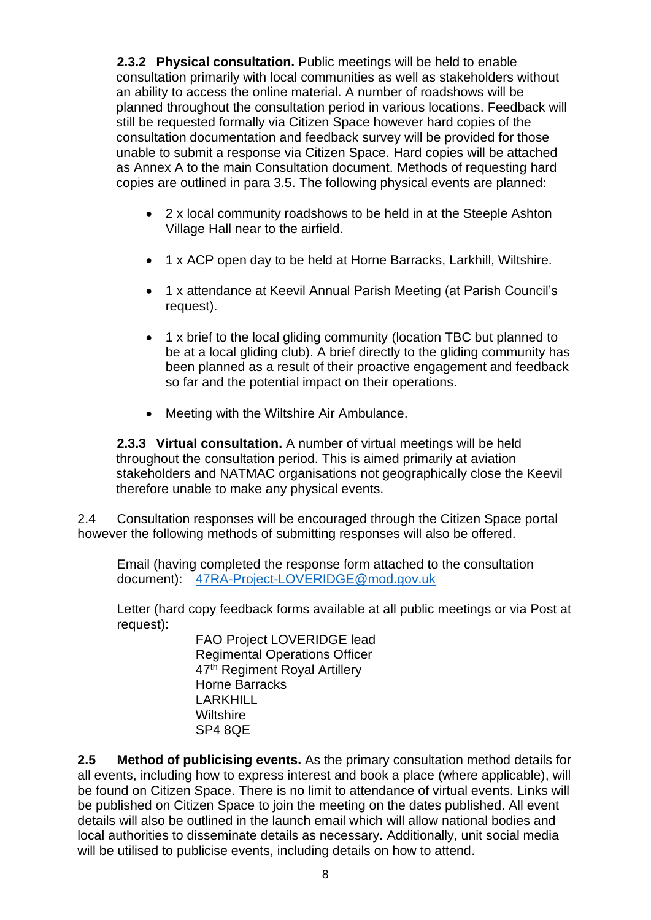**2.3.2 Physical consultation.** Public meetings will be held to enable consultation primarily with local communities as well as stakeholders without an ability to access the online material. A number of roadshows will be planned throughout the consultation period in various locations. Feedback will still be requested formally via Citizen Space however hard copies of the consultation documentation and feedback survey will be provided for those unable to submit a response via Citizen Space. Hard copies will be attached as Annex A to the main Consultation document. Methods of requesting hard copies are outlined in para 3.5. The following physical events are planned:

- 2 x local community roadshows to be held in at the Steeple Ashton Village Hall near to the airfield.
- 1 x ACP open day to be held at Horne Barracks, Larkhill, Wiltshire.
- 1 x attendance at Keevil Annual Parish Meeting (at Parish Council's request).
- 1 x brief to the local gliding community (location TBC but planned to be at a local gliding club). A brief directly to the gliding community has been planned as a result of their proactive engagement and feedback so far and the potential impact on their operations.
- Meeting with the Wiltshire Air Ambulance.

**2.3.3 Virtual consultation.** A number of virtual meetings will be held throughout the consultation period. This is aimed primarily at aviation stakeholders and NATMAC organisations not geographically close the Keevil therefore unable to make any physical events.

2.4 Consultation responses will be encouraged through the Citizen Space portal however the following methods of submitting responses will also be offered.

Email (having completed the response form attached to the consultation document): 47RA-Project-LOVERIDGE@mod.gov.uk

Letter (hard copy feedback forms available at all public meetings or via Post at request):

FAO Project LOVERIDGE lead
Regimental Operations Officer
47th Regiment Royal Artillery
Horne Barracks
LARKHILL
Wiltshire
SP4 8QE

**2.5 Method of publicising events.** As the primary consultation method details for all events, including how to express interest and book a place (where applicable), will be found on Citizen Space. There is no limit to attendance of virtual events. Links will be published on Citizen Space to join the meeting on the dates published. All event details will also be outlined in the launch email which will allow national bodies and local authorities to disseminate details as necessary. Additionally, unit social media will be utilised to publicise events, including details on how to attend.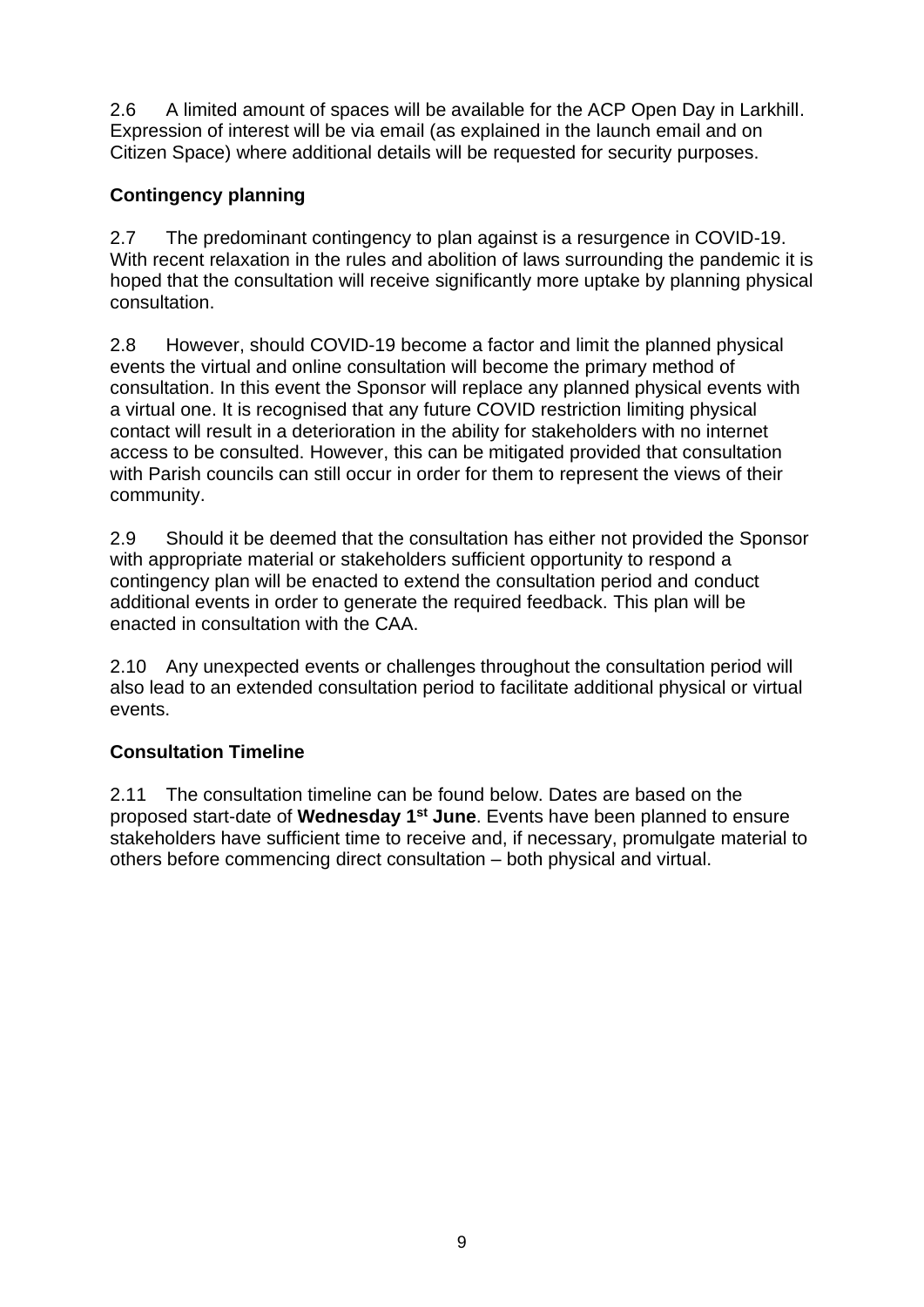2.6 A limited amount of spaces will be available for the ACP Open Day in Larkhill. Expression of interest will be via email (as explained in the launch email and on Citizen Space) where additional details will be requested for security purposes.

**Contingency planning**

2.7 The predominant contingency to plan against is a resurgence in COVID-19. With recent relaxation in the rules and abolition of laws surrounding the pandemic it is hoped that the consultation will receive significantly more uptake by planning physical consultation.

2.8 However, should COVID-19 become a factor and limit the planned physical events the virtual and online consultation will become the primary method of consultation. In this event the Sponsor will replace any planned physical events with a virtual one. It is recognised that any future COVID restriction limiting physical contact will result in a deterioration in the ability for stakeholders with no internet access to be consulted. However, this can be mitigated provided that consultation with Parish councils can still occur in order for them to represent the views of their community.

2.9 Should it be deemed that the consultation has either not provided the Sponsor with appropriate material or stakeholders sufficient opportunity to respond a contingency plan will be enacted to extend the consultation period and conduct additional events in order to generate the required feedback. This plan will be enacted in consultation with the CAA.

2.10 Any unexpected events or challenges throughout the consultation period will also lead to an extended consultation period to facilitate additional physical or virtual events.

**Consultation Timeline**

2.11 The consultation timeline can be found below. Dates are based on the proposed start-date of **Wednesday 1st June**. Events have been planned to ensure stakeholders have sufficient time to receive and, if necessary, promulgate material to others before commencing direct consultation – both physical and virtual.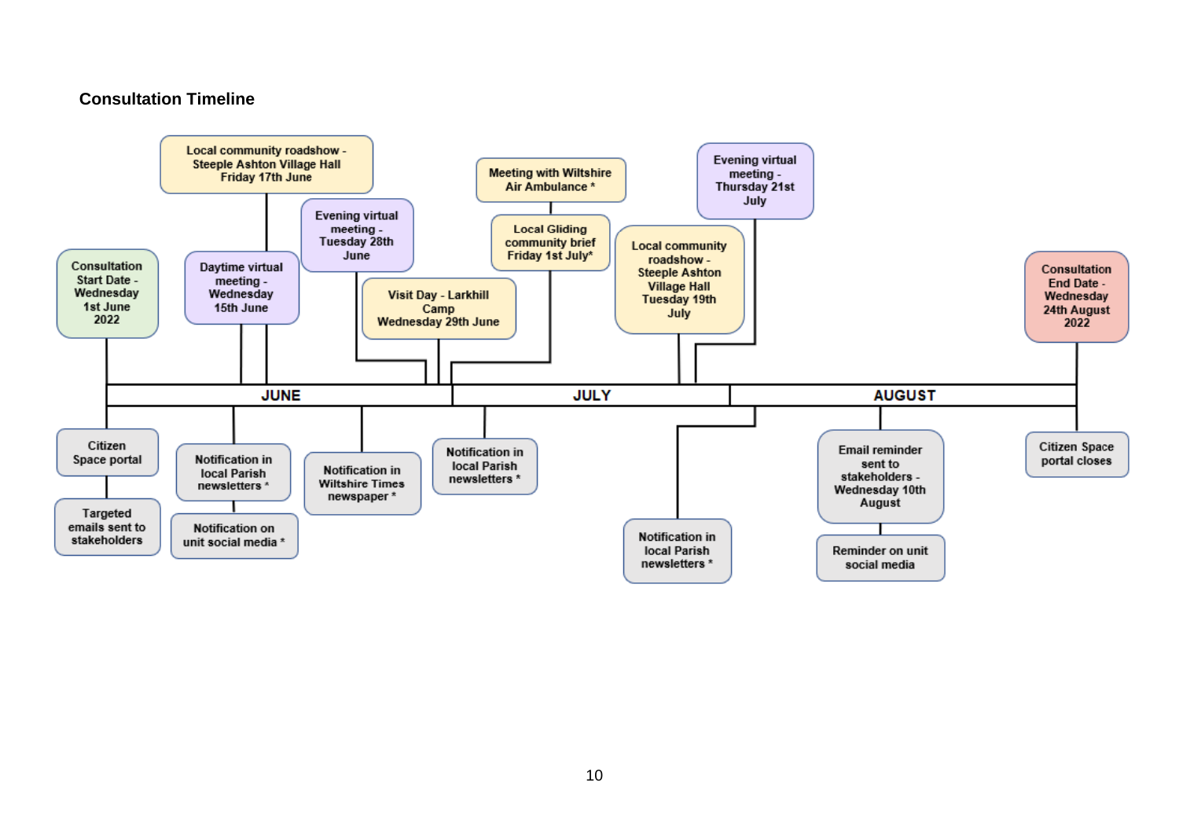### Consultation Timeline

**JUNE**

- Consultation Start Date - Wednesday 1st June 2022
  - Citizen Space portal
  - Targeted emails sent to stakeholders
- Daytime virtual meeting - Wednesday 15th June
  - Notification in local Parish newsletters *
  - Notification on unit social media *
- Local community roadshow - Steeple Ashton Village Hall Friday 17th June
- Notification in Wiltshire Times newspaper *
- Evening virtual meeting - Tuesday 28th June
- Visit Day - Larkhill Camp Wednesday 29th June

**JULY**

- Local Gliding community brief Friday 1st July*
- Meeting with Wiltshire Air Ambulance *
- Notification in local Parish newsletters *
- Local community roadshow - Steeple Ashton Village Hall Tuesday 19th July
- Evening virtual meeting - Thursday 21st July
- Notification in local Parish newsletters *

**AUGUST**

- Email reminder sent to stakeholders - Wednesday 10th August
  - Reminder on unit social media
- Consultation End Date - Wednesday 24th August 2022
  - Citizen Space portal closes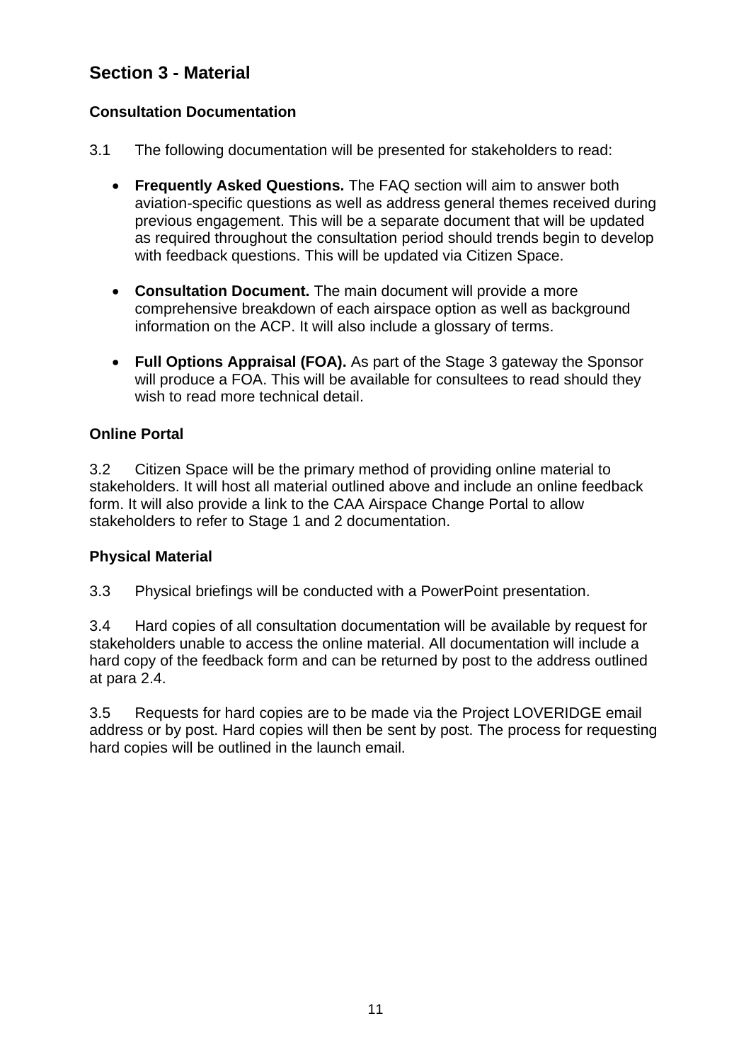## Section 3 - Material

### Consultation Documentation

3.1 The following documentation will be presented for stakeholders to read:

- **Frequently Asked Questions.** The FAQ section will aim to answer both aviation-specific questions as well as address general themes received during previous engagement. This will be a separate document that will be updated as required throughout the consultation period should trends begin to develop with feedback questions. This will be updated via Citizen Space.

- **Consultation Document.** The main document will provide a more comprehensive breakdown of each airspace option as well as background information on the ACP. It will also include a glossary of terms.

- **Full Options Appraisal (FOA).** As part of the Stage 3 gateway the Sponsor will produce a FOA. This will be available for consultees to read should they wish to read more technical detail.

### Online Portal

3.2 Citizen Space will be the primary method of providing online material to stakeholders. It will host all material outlined above and include an online feedback form. It will also provide a link to the CAA Airspace Change Portal to allow stakeholders to refer to Stage 1 and 2 documentation.

### Physical Material

3.3 Physical briefings will be conducted with a PowerPoint presentation.

3.4 Hard copies of all consultation documentation will be available by request for stakeholders unable to access the online material. All documentation will include a hard copy of the feedback form and can be returned by post to the address outlined at para 2.4.

3.5 Requests for hard copies are to be made via the Project LOVERIDGE email address or by post. Hard copies will then be sent by post. The process for requesting hard copies will be outlined in the launch email.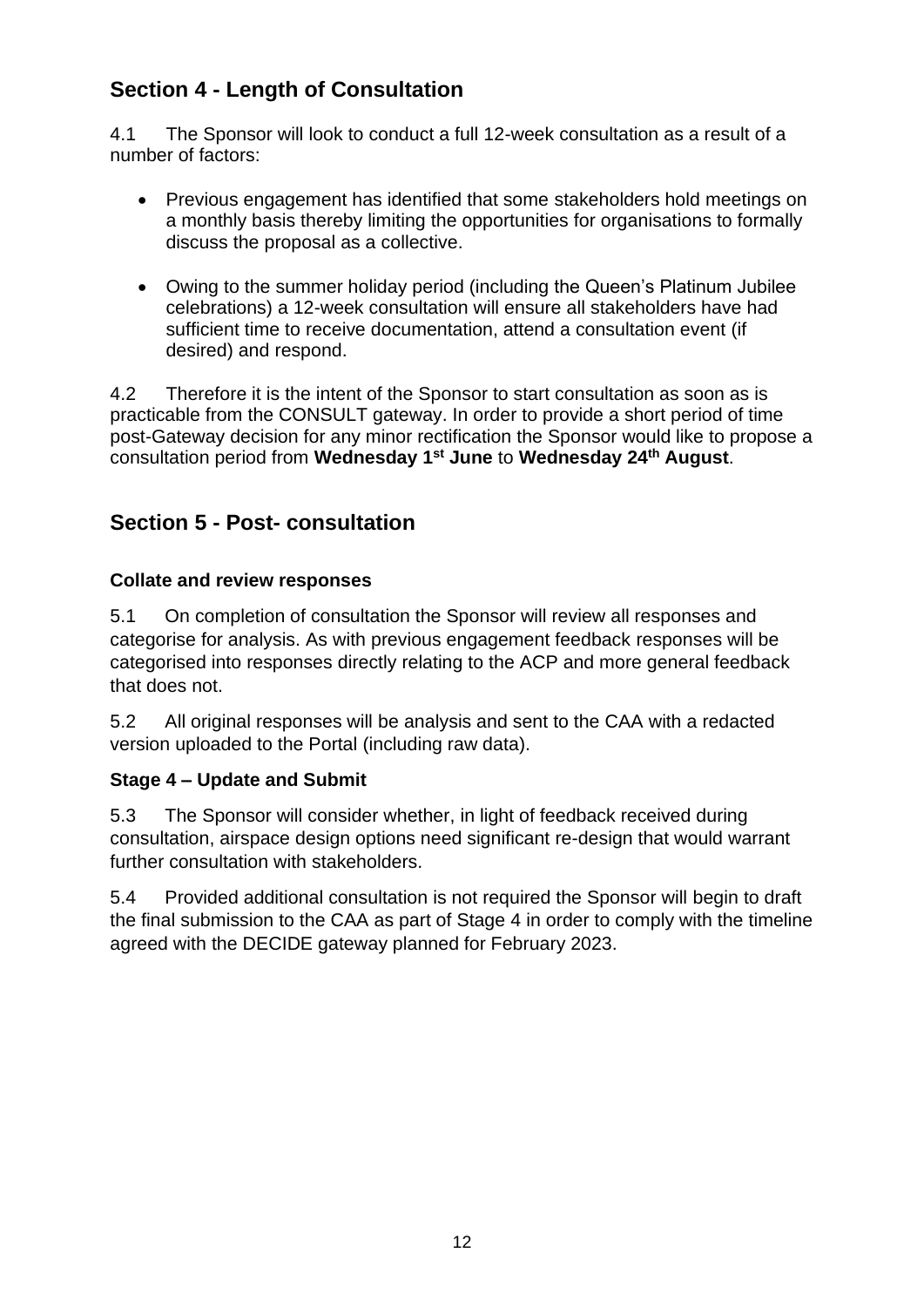## Section 4 - Length of Consultation

4.1 The Sponsor will look to conduct a full 12-week consultation as a result of a number of factors:

- Previous engagement has identified that some stakeholders hold meetings on a monthly basis thereby limiting the opportunities for organisations to formally discuss the proposal as a collective.
- Owing to the summer holiday period (including the Queen's Platinum Jubilee celebrations) a 12-week consultation will ensure all stakeholders have had sufficient time to receive documentation, attend a consultation event (if desired) and respond.

4.2 Therefore it is the intent of the Sponsor to start consultation as soon as is practicable from the CONSULT gateway. In order to provide a short period of time post-Gateway decision for any minor rectification the Sponsor would like to propose a consultation period from **Wednesday 1st June** to **Wednesday 24th August**.

## Section 5 - Post- consultation

### Collate and review responses

5.1 On completion of consultation the Sponsor will review all responses and categorise for analysis. As with previous engagement feedback responses will be categorised into responses directly relating to the ACP and more general feedback that does not.

5.2 All original responses will be analysis and sent to the CAA with a redacted version uploaded to the Portal (including raw data).

### Stage 4 – Update and Submit

5.3 The Sponsor will consider whether, in light of feedback received during consultation, airspace design options need significant re-design that would warrant further consultation with stakeholders.

5.4 Provided additional consultation is not required the Sponsor will begin to draft the final submission to the CAA as part of Stage 4 in order to comply with the timeline agreed with the DECIDE gateway planned for February 2023.